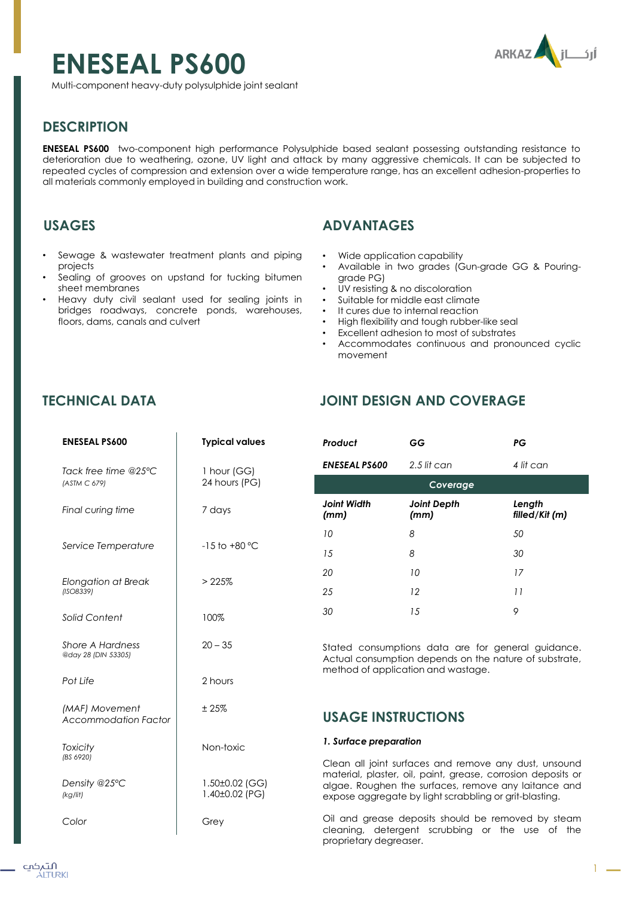# ENESEAL PS600

Multi-component heavy-duty polysulphide joint sealant

## DESCRIPTION

**ENESEAL PS600** two-component high performance Polysulphide based sealant possessing outstanding resistance to deterioration due to weathering, ozone, UV light and attack by many aggressive chemicals. It can be subjected to repeated cycles of compression and extension over a wide temperature range, has an excellent adhesion-properties to all materials commonly employed in building and construction work.

## USAGES

- Sewage & wastewater treatment plants and piping projects
- Sealing of grooves on upstand for tucking bitumen sheet membranes
- Heavy duty civil sealant used for sealing joints in bridges roadways, concrete ponds, warehouses, floors, dams, canals and culvert

## ADVANTAGES

- Wide application capability
- Available in two grades (Gun-grade GG & Pouring-grade PG)
- UV resisting & no discoloration
- Suitable for middle east climate
- It cures due to internal reaction
- High flexibility and tough rubber-like seal
- Excellent adhesion to most of substrates
- Accommodates continuous and pronounced cyclic movement

## TECHNICAL DATA

| ENESEAL PS600 | Typical values |
|---|---|
| *Tack free time @25°C* *(ASTM C 679)* | 1 hour (GG)<br>24 hours (PG) |
| *Final curing time* | 7 days |
| *Service Temperature* | -15 to +80 °C |
| *Elongation at Break* *(ISO8339)* | > 225% |
| *Solid Content* | 100% |
| *Shore A Hardness* *@day 28 (DIN 53305)* | 20 – 35 |
| *Pot Life* | 2 hours |
| *(MAF) Movement Accommodation Factor* | ± 25% |
| *Toxicity* *(BS 6920)* | Non-toxic |
| *Density @25°C* *(kg/lit)* | 1.50±0.02 (GG)<br>1.40±0.02 (PG) |
| *Color* | Grey |

## JOINT DESIGN AND COVERAGE

| *Product* | *GG* | *PG* |
|---|---|---|
| ***ENESEAL PS600*** | *2.5 lit can* | *4 lit can* |
| | **Coverage** | |
| ***Joint Width (mm)*** | ***Joint Depth (mm)*** | ***Length filled/Kit (m)*** |
| *10* | *8* | *50* |
| *15* | *8* | *30* |
| *20* | *10* | *17* |
| *25* | *12* | *11* |
| *30* | *15* | *9* |

Stated consumptions data are for general guidance. Actual consumption depends on the nature of substrate, method of application and wastage.

## USAGE INSTRUCTIONS

***1. Surface preparation***

Clean all joint surfaces and remove any dust, unsound material, plaster, oil, paint, grease, corrosion deposits or algae. Roughen the surfaces, remove any laitance and expose aggregate by light scrabbling or grit-blasting.

Oil and grease deposits should be removed by steam cleaning, detergent scrubbing or the use of the proprietary degreaser.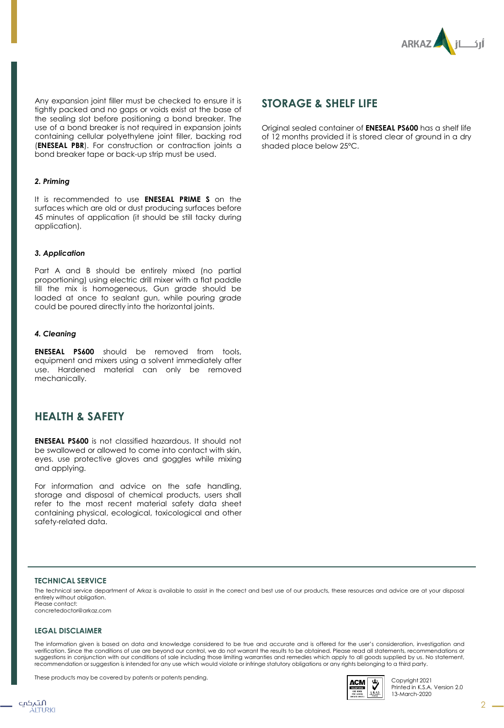Any expansion joint filler must be checked to ensure it is tightly packed and no gaps or voids exist at the base of the sealing slot before positioning a bond breaker. The use of a bond breaker is not required in expansion joints containing cellular polyethylene joint filler, backing rod (**ENESEAL PBR**). For construction or contraction joints a bond breaker tape or back-up strip must be used.

***2. Priming***

It is recommended to use **ENESEAL PRIME S** on the surfaces which are old or dust producing surfaces before 45 minutes of application (it should be still tacky during application).

***3. Application***

Part A and B should be entirely mixed (no partial proportioning) using electric drill mixer with a flat paddle till the mix is homogeneous, Gun grade should be loaded at once to sealant gun, while pouring grade could be poured directly into the horizontal joints.

***4. Cleaning***

**ENESEAL PS600** should be removed from tools, equipment and mixers using a solvent immediately after use. Hardened material can only be removed mechanically.

## HEALTH & SAFETY

**ENESEAL PS600** is not classified hazardous. It should not be swallowed or allowed to come into contact with skin, eyes. use protective gloves and goggles while mixing and applying.

For information and advice on the safe handling, storage and disposal of chemical products, users shall refer to the most recent material safety data sheet containing physical, ecological, toxicological and other safety-related data.

## STORAGE & SHELF LIFE

Original sealed container of **ENESEAL PS600** has a shelf life of 12 months provided it is stored clear of ground in a dry shaded place below 25°C.

### TECHNICAL SERVICE

The technical service department of Arkaz is available to assist in the correct and best use of our products, these resources and advice are at your disposal entirely without obligation.
Please contact:
concretedoctor@arkaz.com

### LEGAL DISCLAIMER

The information given is based on data and knowledge considered to be true and accurate and is offered for the user's consideration, investigation and verification. Since the conditions of use are beyond our control, we do not warrant the results to be obtained. Please read all statements, recommendations or suggestions in conjunction with our conditions of sale including those limiting warranties and remedies which apply to all goods supplied by us. No statement, recommendation or suggestion is intended for any use which would violate or infringe statutory obligations or any rights belonging to a third party.

These products may be covered by patents or patents pending.

Copyright 2021
Printed in K.S.A. Version 2.0
13-March-2020